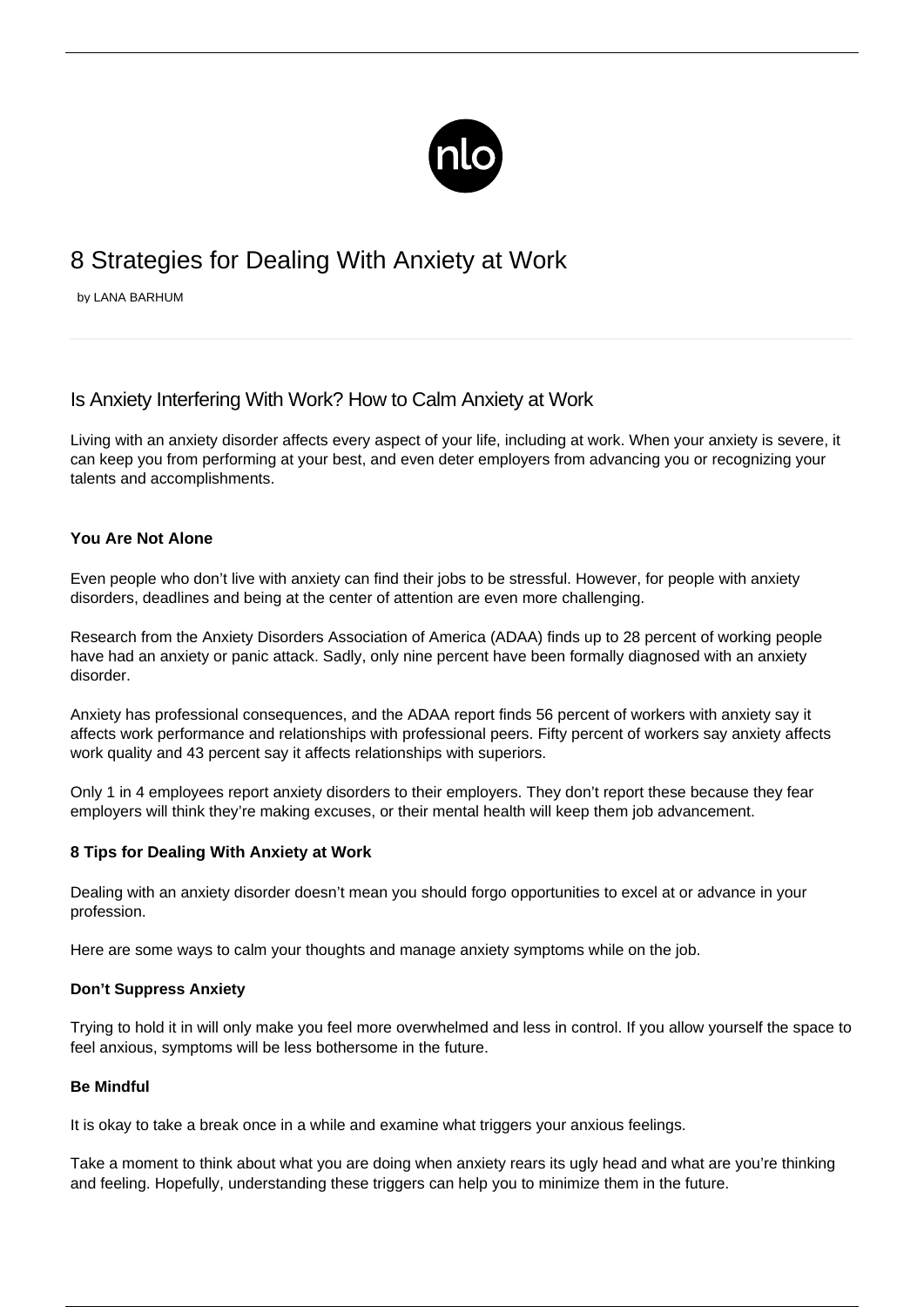# 8 Strategies for Dealing With Anxiety at Work

by LANA BARHUM

## Is Anxiety Interfering With Work? How to Calm Anxiety at Work

Living with an anxiety disorder affects every aspect of your life, including at work. When your anxiety is severe, it can keep you from performing at your best, and even deter employers from advancing you or recognizing your talents and accomplishments.

**You Are Not Alone**

Even people who don't live with anxiety can find their jobs to be stressful. However, for people with anxiety disorders, deadlines and being at the center of attention are even more challenging.

Research from the Anxiety Disorders Association of America (ADAA) finds up to 28 percent of working people have had an anxiety or panic attack. Sadly, only nine percent have been formally diagnosed with an anxiety disorder.

Anxiety has professional consequences, and the ADAA report finds 56 percent of workers with anxiety say it affects work performance and relationships with professional peers. Fifty percent of workers say anxiety affects work quality and 43 percent say it affects relationships with superiors.

Only 1 in 4 employees report anxiety disorders to their employers. They don't report these because they fear employers will think they're making excuses, or their mental health will keep them job advancement.

**8 Tips for Dealing With Anxiety at Work**

Dealing with an anxiety disorder doesn't mean you should forgo opportunities to excel at or advance in your profession.

Here are some ways to calm your thoughts and manage anxiety symptoms while on the job.

**Don't Suppress Anxiety**

Trying to hold it in will only make you feel more overwhelmed and less in control. If you allow yourself the space to feel anxious, symptoms will be less bothersome in the future.

**Be Mindful**

It is okay to take a break once in a while and examine what triggers your anxious feelings.

Take a moment to think about what you are doing when anxiety rears its ugly head and what are you're thinking and feeling. Hopefully, understanding these triggers can help you to minimize them in the future.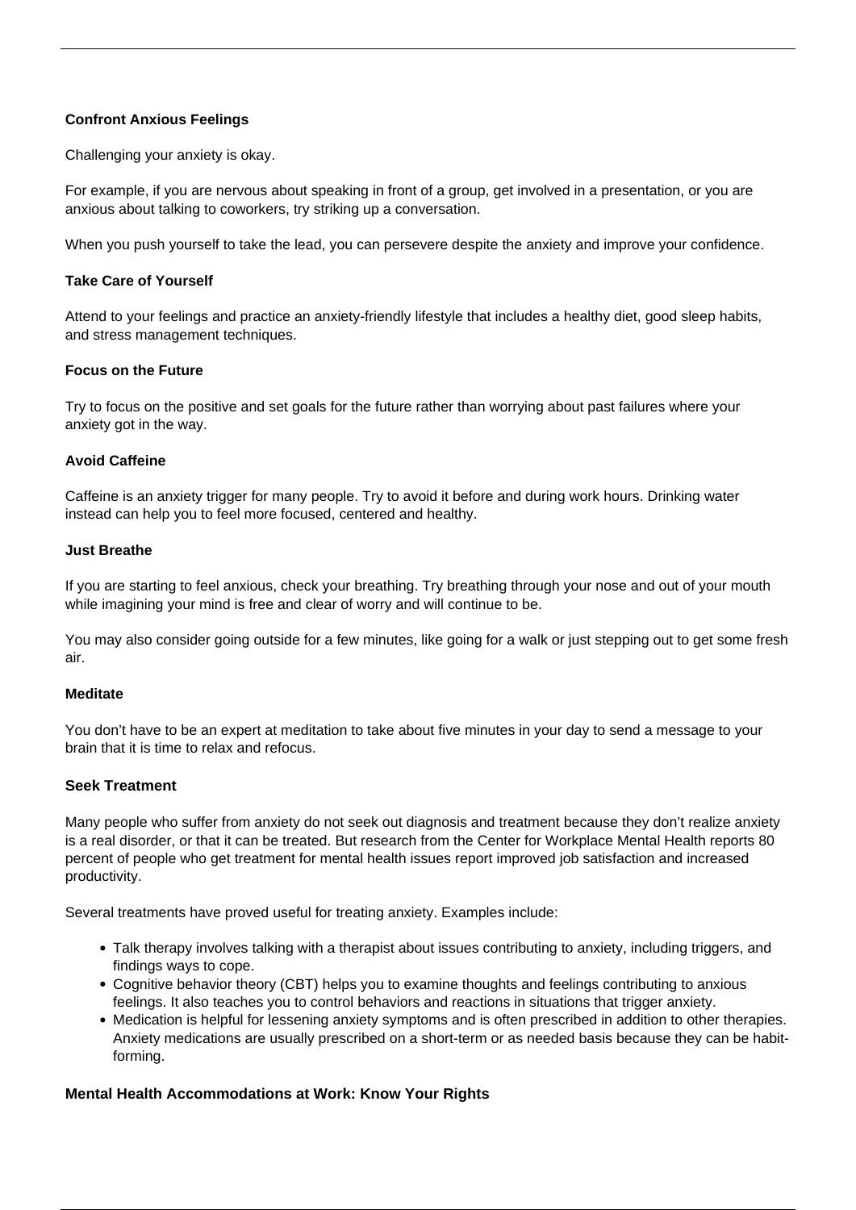**Confront Anxious Feelings**

Challenging your anxiety is okay.

For example, if you are nervous about speaking in front of a group, get involved in a presentation, or you are anxious about talking to coworkers, try striking up a conversation.

When you push yourself to take the lead, you can persevere despite the anxiety and improve your confidence.

**Take Care of Yourself**

Attend to your feelings and practice an anxiety-friendly lifestyle that includes a healthy diet, good sleep habits, and stress management techniques.

**Focus on the Future**

Try to focus on the positive and set goals for the future rather than worrying about past failures where your anxiety got in the way.

**Avoid Caffeine**

Caffeine is an anxiety trigger for many people. Try to avoid it before and during work hours. Drinking water instead can help you to feel more focused, centered and healthy.

**Just Breathe**

If you are starting to feel anxious, check your breathing. Try breathing through your nose and out of your mouth while imagining your mind is free and clear of worry and will continue to be.

You may also consider going outside for a few minutes, like going for a walk or just stepping out to get some fresh air.

**Meditate**

You don't have to be an expert at meditation to take about five minutes in your day to send a message to your brain that it is time to relax and refocus.

**Seek Treatment**

Many people who suffer from anxiety do not seek out diagnosis and treatment because they don't realize anxiety is a real disorder, or that it can be treated. But research from the Center for Workplace Mental Health reports 80 percent of people who get treatment for mental health issues report improved job satisfaction and increased productivity.

Several treatments have proved useful for treating anxiety. Examples include:

- Talk therapy involves talking with a therapist about issues contributing to anxiety, including triggers, and findings ways to cope.
- Cognitive behavior theory (CBT) helps you to examine thoughts and feelings contributing to anxious feelings. It also teaches you to control behaviors and reactions in situations that trigger anxiety.
- Medication is helpful for lessening anxiety symptoms and is often prescribed in addition to other therapies. Anxiety medications are usually prescribed on a short-term or as needed basis because they can be habit-forming.

**Mental Health Accommodations at Work: Know Your Rights**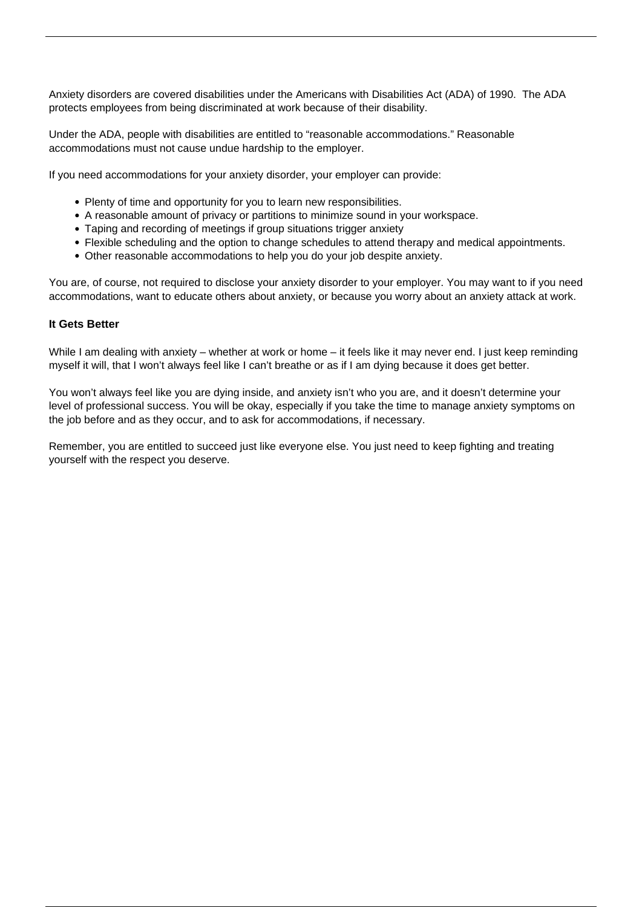Anxiety disorders are covered disabilities under the Americans with Disabilities Act (ADA) of 1990. The ADA protects employees from being discriminated at work because of their disability.

Under the ADA, people with disabilities are entitled to "reasonable accommodations." Reasonable accommodations must not cause undue hardship to the employer.

If you need accommodations for your anxiety disorder, your employer can provide:

- Plenty of time and opportunity for you to learn new responsibilities.
- A reasonable amount of privacy or partitions to minimize sound in your workspace.
- Taping and recording of meetings if group situations trigger anxiety
- Flexible scheduling and the option to change schedules to attend therapy and medical appointments.
- Other reasonable accommodations to help you do your job despite anxiety.

You are, of course, not required to disclose your anxiety disorder to your employer. You may want to if you need accommodations, want to educate others about anxiety, or because you worry about an anxiety attack at work.

**It Gets Better**

While I am dealing with anxiety – whether at work or home – it feels like it may never end. I just keep reminding myself it will, that I won't always feel like I can't breathe or as if I am dying because it does get better.

You won't always feel like you are dying inside, and anxiety isn't who you are, and it doesn't determine your level of professional success. You will be okay, especially if you take the time to manage anxiety symptoms on the job before and as they occur, and to ask for accommodations, if necessary.

Remember, you are entitled to succeed just like everyone else. You just need to keep fighting and treating yourself with the respect you deserve.